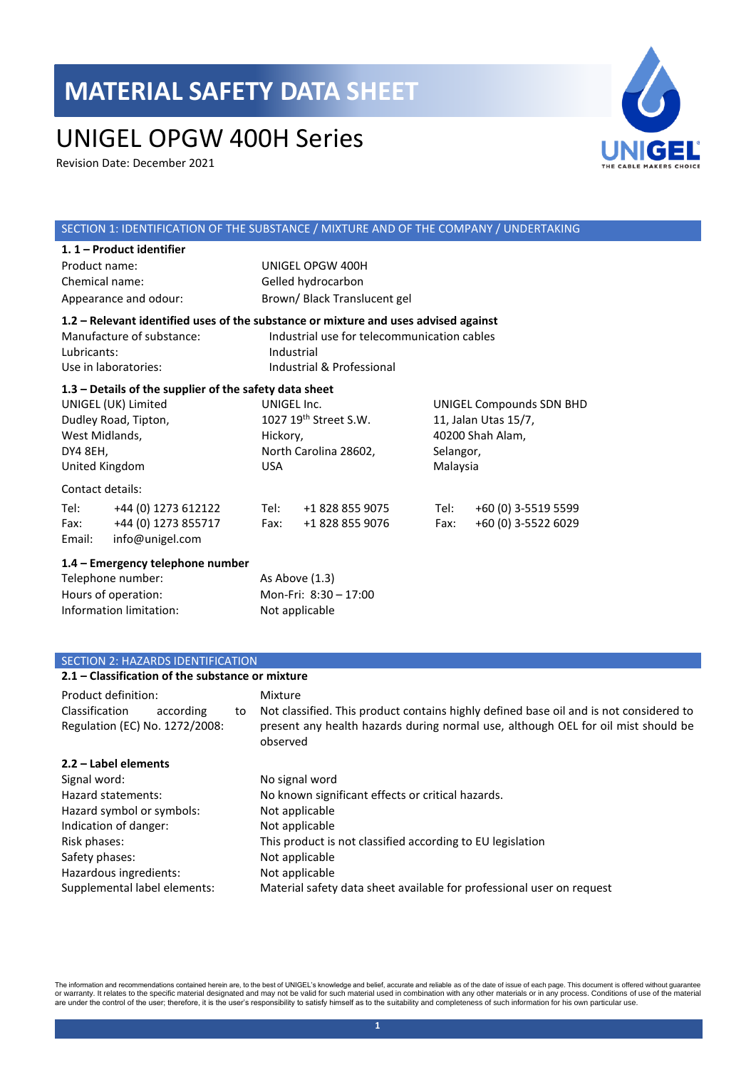# MATERIAL SAFETY DATA SHEET

## UNIGEL OPGW 400H Series

Revision Date: December 2021

### SECTION 1: IDENTIFICATION OF THE SUBSTANCE / MIXTURE AND OF THE COMPANY / UNDERTAKING

**1. 1 – Product identifier**

| | |
|---|---|
| Product name: | UNIGEL OPGW 400H |
| Chemical name: | Gelled hydrocarbon |
| Appearance and odour: | Brown/ Black Translucent gel |

**1.2 – Relevant identified uses of the substance or mixture and uses advised against**

| | |
|---|---|
| Manufacture of substance: | Industrial use for telecommunication cables |
| Lubricants: | Industrial |
| Use in laboratories: | Industrial & Professional |

**1.3 – Details of the supplier of the safety data sheet**

| UNIGEL (UK) Limited | UNIGEL Inc. | UNIGEL Compounds SDN BHD |
|---|---|---|
| Dudley Road, Tipton, | 1027 19th Street S.W. | 11, Jalan Utas 15/7, |
| West Midlands, | Hickory, | 40200 Shah Alam, |
| DY4 8EH, | North Carolina 28602, | Selangor, |
| United Kingdom | USA | Malaysia |

Contact details:

| UNIGEL (UK) Limited | UNIGEL Inc. | UNIGEL Compounds SDN BHD |
|---|---|---|
| Tel: +44 (0) 1273 612122 | Tel: +1 828 855 9075 | Tel: +60 (0) 3-5519 5599 |
| Fax: +44 (0) 1273 855717 | Fax: +1 828 855 9076 | Fax: +60 (0) 3-5522 6029 |
| Email: info@unigel.com | | |

**1.4 – Emergency telephone number**

| | |
|---|---|
| Telephone number: | As Above (1.3) |
| Hours of operation: | Mon-Fri: 8:30 – 17:00 |
| Information limitation: | Not applicable |

### SECTION 2: HAZARDS IDENTIFICATION

**2.1 – Classification of the substance or mixture**

| | |
|---|---|
| Product definition: | Mixture |
| Classification according to Regulation (EC) No. 1272/2008: | Not classified. This product contains highly defined base oil and is not considered to present any health hazards during normal use, although OEL for oil mist should be observed |

**2.2 – Label elements**

| | |
|---|---|
| Signal word: | No signal word |
| Hazard statements: | No known significant effects or critical hazards. |
| Hazard symbol or symbols: | Not applicable |
| Indication of danger: | Not applicable |
| Risk phases: | This product is not classified according to EU legislation |
| Safety phases: | Not applicable |
| Hazardous ingredients: | Not applicable |
| Supplemental label elements: | Material safety data sheet available for professional user on request |

The information and recommendations contained herein are, to the best of UNIGEL's knowledge and belief, accurate and reliable as of the date of issue of each page. This document is offered without guarantee or warranty. It relates to the specific material designated and may not be valid for such material used in combination with any other materials or in any process. Conditions of use of the material are under the control of the user; therefore, it is the user's responsibility to satisfy himself as to the suitability and completeness of such information for his own particular use.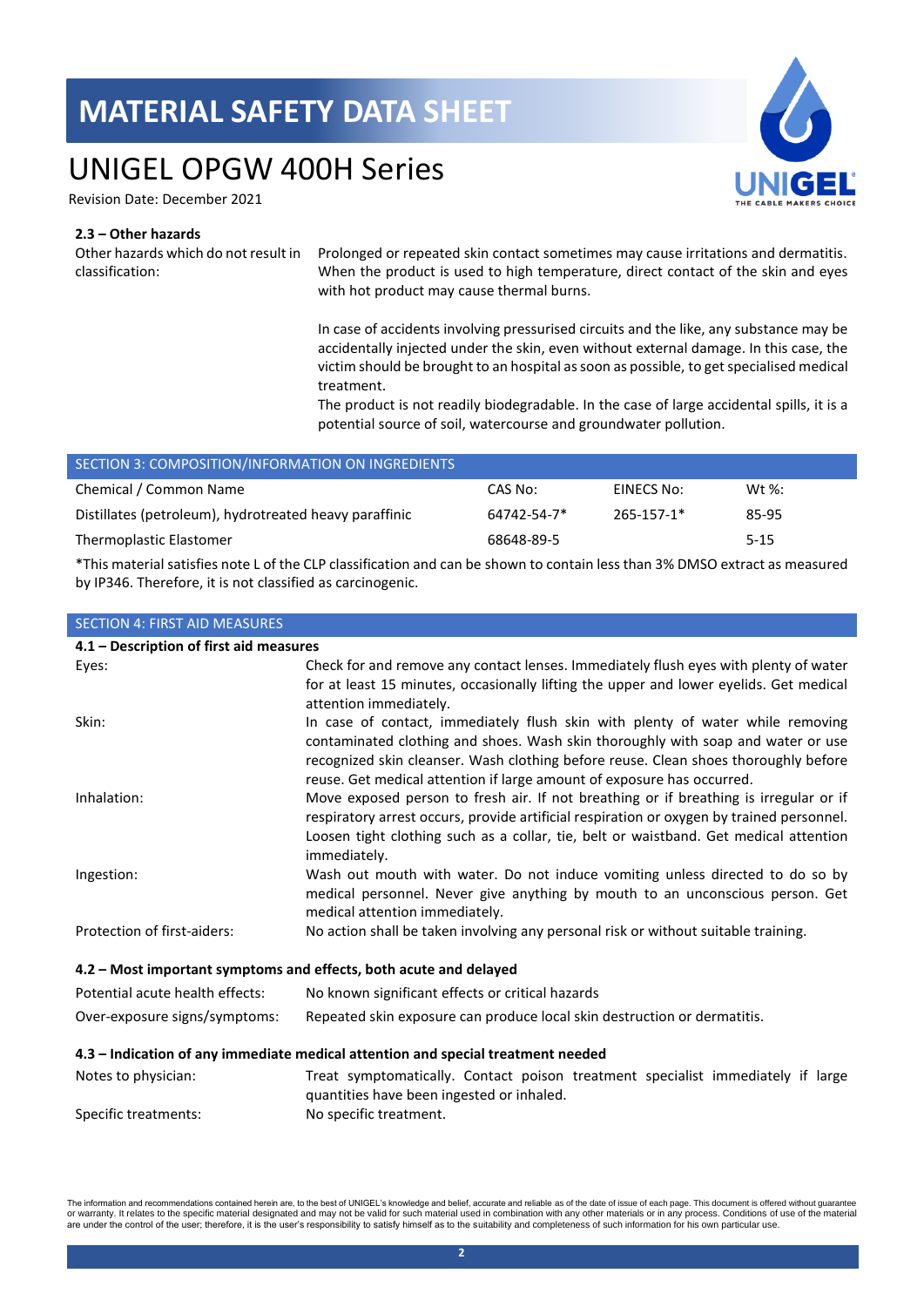#### 2.3 – Other hazards

| | |
|---|---|
| Other hazards which do not result in classification: | Prolonged or repeated skin contact sometimes may cause irritations and dermatitis. When the product is used to high temperature, direct contact of the skin and eyes with hot product may cause thermal burns. |
| | In case of accidents involving pressurised circuits and the like, any substance may be accidentally injected under the skin, even without external damage. In this case, the victim should be brought to an hospital as soon as possible, to get specialised medical treatment. The product is not readily biodegradable. In the case of large accidental spills, it is a potential source of soil, watercourse and groundwater pollution. |

## SECTION 3: COMPOSITION/INFORMATION ON INGREDIENTS

| Chemical / Common Name | CAS No: | EINECS No: | Wt %: |
|---|---|---|---|
| Distillates (petroleum), hydrotreated heavy paraffinic | 64742-54-7* | 265-157-1* | 85-95 |
| Thermoplastic Elastomer | 68648-89-5 | | 5-15 |

*This material satisfies note L of the CLP classification and can be shown to contain less than 3% DMSO extract as measured by IP346. Therefore, it is not classified as carcinogenic.

## SECTION 4: FIRST AID MEASURES

#### 4.1 – Description of first aid measures

| | |
|---|---|
| Eyes: | Check for and remove any contact lenses. Immediately flush eyes with plenty of water for at least 15 minutes, occasionally lifting the upper and lower eyelids. Get medical attention immediately. |
| Skin: | In case of contact, immediately flush skin with plenty of water while removing contaminated clothing and shoes. Wash skin thoroughly with soap and water or use recognized skin cleanser. Wash clothing before reuse. Clean shoes thoroughly before reuse. Get medical attention if large amount of exposure has occurred. |
| Inhalation: | Move exposed person to fresh air. If not breathing or if breathing is irregular or if respiratory arrest occurs, provide artificial respiration or oxygen by trained personnel. Loosen tight clothing such as a collar, tie, belt or waistband. Get medical attention immediately. |
| Ingestion: | Wash out mouth with water. Do not induce vomiting unless directed to do so by medical personnel. Never give anything by mouth to an unconscious person. Get medical attention immediately. |
| Protection of first-aiders: | No action shall be taken involving any personal risk or without suitable training. |

#### 4.2 – Most important symptoms and effects, both acute and delayed

| | |
|---|---|
| Potential acute health effects: | No known significant effects or critical hazards |
| Over-exposure signs/symptoms: | Repeated skin exposure can produce local skin destruction or dermatitis. |

#### 4.3 – Indication of any immediate medical attention and special treatment needed

| | |
|---|---|
| Notes to physician: | Treat symptomatically. Contact poison treatment specialist immediately if large quantities have been ingested or inhaled. |
| Specific treatments: | No specific treatment. |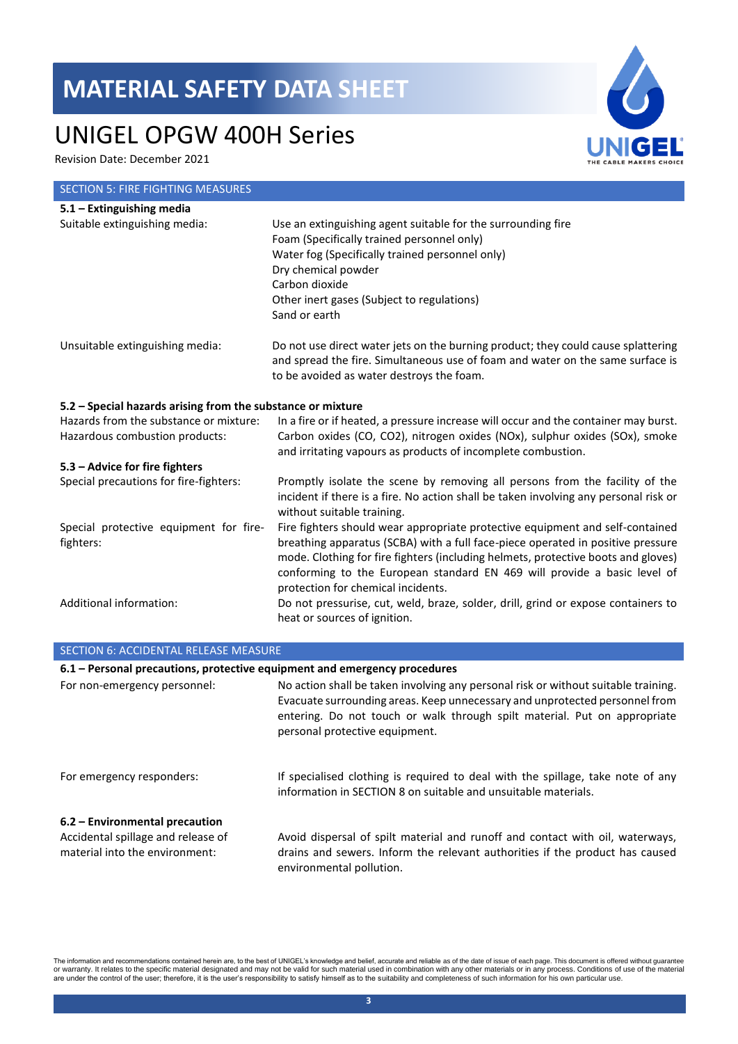## SECTION 5: FIRE FIGHTING MEASURES

### 5.1 – Extinguishing media

| | |
|---|---|
| Suitable extinguishing media: | Use an extinguishing agent suitable for the surrounding fire<br>Foam (Specifically trained personnel only)<br>Water fog (Specifically trained personnel only)<br>Dry chemical powder<br>Carbon dioxide<br>Other inert gases (Subject to regulations)<br>Sand or earth |
| Unsuitable extinguishing media: | Do not use direct water jets on the burning product; they could cause splattering and spread the fire. Simultaneous use of foam and water on the same surface is to be avoided as water destroys the foam. |

### 5.2 – Special hazards arising from the substance or mixture

| | |
|---|---|
| Hazards from the substance or mixture: | In a fire or if heated, a pressure increase will occur and the container may burst. |
| Hazardous combustion products: | Carbon oxides (CO, $CO_2$), nitrogen oxides ($NO_x$), sulphur oxides ($SO_x$), smoke and irritating vapours as products of incomplete combustion. |

### 5.3 – Advice for fire fighters

| | |
|---|---|
| Special precautions for fire-fighters: | Promptly isolate the scene by removing all persons from the facility of the incident if there is a fire. No action shall be taken involving any personal risk or without suitable training. |
| Special protective equipment for fire-fighters: | Fire fighters should wear appropriate protective equipment and self-contained breathing apparatus (SCBA) with a full face-piece operated in positive pressure mode. Clothing for fire fighters (including helmets, protective boots and gloves) conforming to the European standard EN 469 will provide a basic level of protection for chemical incidents. |
| Additional information: | Do not pressurise, cut, weld, braze, solder, drill, grind or expose containers to heat or sources of ignition. |

## SECTION 6: ACCIDENTAL RELEASE MEASURE

### 6.1 – Personal precautions, protective equipment and emergency procedures

| | |
|---|---|
| For non-emergency personnel: | No action shall be taken involving any personal risk or without suitable training. Evacuate surrounding areas. Keep unnecessary and unprotected personnel from entering. Do not touch or walk through spilt material. Put on appropriate personal protective equipment. |
| For emergency responders: | If specialised clothing is required to deal with the spillage, take note of any information in SECTION 8 on suitable and unsuitable materials. |

### 6.2 – Environmental precaution

| | |
|---|---|
| Accidental spillage and release of material into the environment: | Avoid dispersal of spilt material and runoff and contact with oil, waterways, drains and sewers. Inform the relevant authorities if the product has caused environmental pollution. |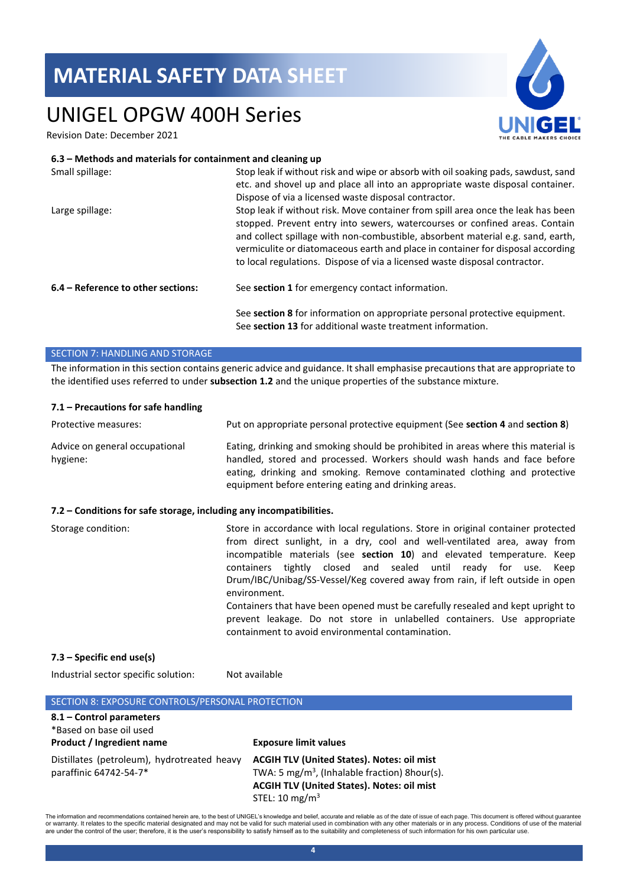#### 6.3 – Methods and materials for containment and cleaning up

| | |
|---|---|
| Small spillage: | Stop leak if without risk and wipe or absorb with oil soaking pads, sawdust, sand etc. and shovel up and place all into an appropriate waste disposal container. Dispose of via a licensed waste disposal contractor. |
| Large spillage: | Stop leak if without risk. Move container from spill area once the leak has been stopped. Prevent entry into sewers, watercourses or confined areas. Contain and collect spillage with non-combustible, absorbent material e.g. sand, earth, vermiculite or diatomaceous earth and place in container for disposal according to local regulations. Dispose of via a licensed waste disposal contractor. |

**6.4 – Reference to other sections:** See **section 1** for emergency contact information.

See **section 8** for information on appropriate personal protective equipment.
See **section 13** for additional waste treatment information.

## SECTION 7: HANDLING AND STORAGE

The information in this section contains generic advice and guidance. It shall emphasise precautions that are appropriate to the identified uses referred to under **subsection 1.2** and the unique properties of the substance mixture.

#### 7.1 – Precautions for safe handling

| | |
|---|---|
| Protective measures: | Put on appropriate personal protective equipment (See **section 4** and **section 8**) |
| Advice on general occupational hygiene: | Eating, drinking and smoking should be prohibited in areas where this material is handled, stored and processed. Workers should wash hands and face before eating, drinking and smoking. Remove contaminated clothing and protective equipment before entering eating and drinking areas. |

#### 7.2 – Conditions for safe storage, including any incompatibilities.

| | |
|---|---|
| Storage condition: | Store in accordance with local regulations. Store in original container protected from direct sunlight, in a dry, cool and well-ventilated area, away from incompatible materials (see **section 10**) and elevated temperature. Keep containers tightly closed and sealed until ready for use. Keep Drum/IBC/Unibag/SS-Vessel/Keg covered away from rain, if left outside in open environment.<br>Containers that have been opened must be carefully resealed and kept upright to prevent leakage. Do not store in unlabelled containers. Use appropriate containment to avoid environmental contamination. |

#### 7.3 – Specific end use(s)

Industrial sector specific solution: Not available

## SECTION 8: EXPOSURE CONTROLS/PERSONAL PROTECTION

#### 8.1 – Control parameters

*Based on base oil used

| Product / Ingredient name | Exposure limit values |
|---|---|
| Distillates (petroleum), hydrotreated heavy paraffinic 64742-54-7* | **ACGIH TLV (United States). Notes: oil mist**<br>TWA: 5 mg/m$^3$, (Inhalable fraction) 8hour(s).<br>**ACGIH TLV (United States). Notes: oil mist**<br>STEL: 10 mg/m$^3$ |

The information and recommendations contained herein are, to the best of UNIGEL's knowledge and belief, accurate and reliable as of the date of issue of each page. This document is offered without guarantee or warranty. It relates to the specific material designated and may not be valid for such material used in combination with any other materials or in any process. Conditions of use of the material are under the control of the user; therefore, it is the user's responsibility to satisfy himself as to the suitability and completeness of such information for his own particular use.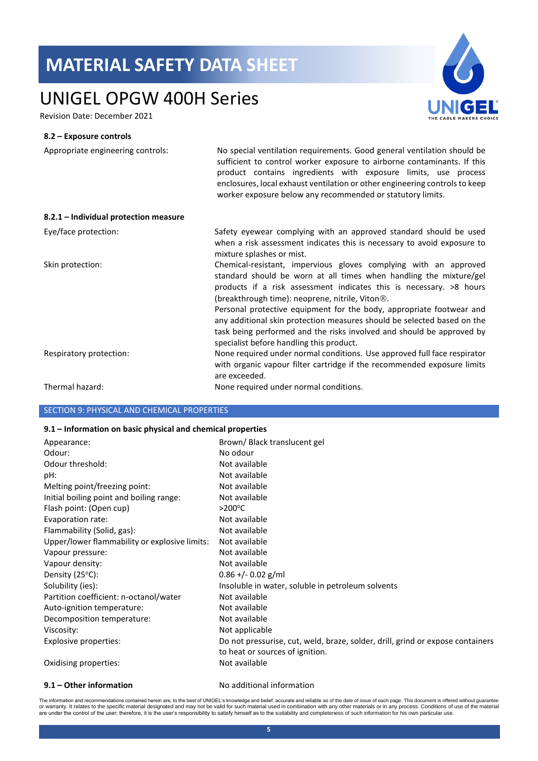#### 8.2 – Exposure controls

| | |
|---|---|
| Appropriate engineering controls: | No special ventilation requirements. Good general ventilation should be sufficient to control worker exposure to airborne contaminants. If this product contains ingredients with exposure limits, use process enclosures, local exhaust ventilation or other engineering controls to keep worker exposure below any recommended or statutory limits. |

#### 8.2.1 – Individual protection measure

| | |
|---|---|
| Eye/face protection: | Safety eyewear complying with an approved standard should be used when a risk assessment indicates this is necessary to avoid exposure to mixture splashes or mist. |
| Skin protection: | Chemical-resistant, impervious gloves complying with an approved standard should be worn at all times when handling the mixture/gel products if a risk assessment indicates this is necessary. >8 hours (breakthrough time): neoprene, nitrile, Viton®. Personal protective equipment for the body, appropriate footwear and any additional skin protection measures should be selected based on the task being performed and the risks involved and should be approved by specialist before handling this product. |
| Respiratory protection: | None required under normal conditions. Use approved full face respirator with organic vapour filter cartridge if the recommended exposure limits are exceeded. |
| Thermal hazard: | None required under normal conditions. |

## SECTION 9: PHYSICAL AND CHEMICAL PROPERTIES

#### 9.1 – Information on basic physical and chemical properties

| | |
|---|---|
| Appearance: | Brown/ Black translucent gel |
| Odour: | No odour |
| Odour threshold: | Not available |
| pH: | Not available |
| Melting point/freezing point: | Not available |
| Initial boiling point and boiling range: | Not available |
| Flash point: (Open cup) | >200°C |
| Evaporation rate: | Not available |
| Flammability (Solid, gas): | Not available |
| Upper/lower flammability or explosive limits: | Not available |
| Vapour pressure: | Not available |
| Vapour density: | Not available |
| Density (25°C): | 0.86 +/- 0.02 g/ml |
| Solubility (ies): | Insoluble in water, soluble in petroleum solvents |
| Partition coefficient: n-octanol/water | Not available |
| Auto-ignition temperature: | Not available |
| Decomposition temperature: | Not available |
| Viscosity: | Not applicable |
| Explosive properties: | Do not pressurise, cut, weld, braze, solder, drill, grind or expose containers to heat or sources of ignition. |
| Oxidising properties: | Not available |

**9.1 – Other information** No additional information

The information and recommendations contained herein are, to the best of UNIGEL's knowledge and belief, accurate and reliable as of the date of issue of each page. This document is offered without guarantee or warranty. It relates to the specific material designated and may not be valid for such material used in combination with any other materials or in any process. Conditions of use of the material are under the control of the user; therefore, it is the user's responsibility to satisfy himself as to the suitability and completeness of such information for his own particular use.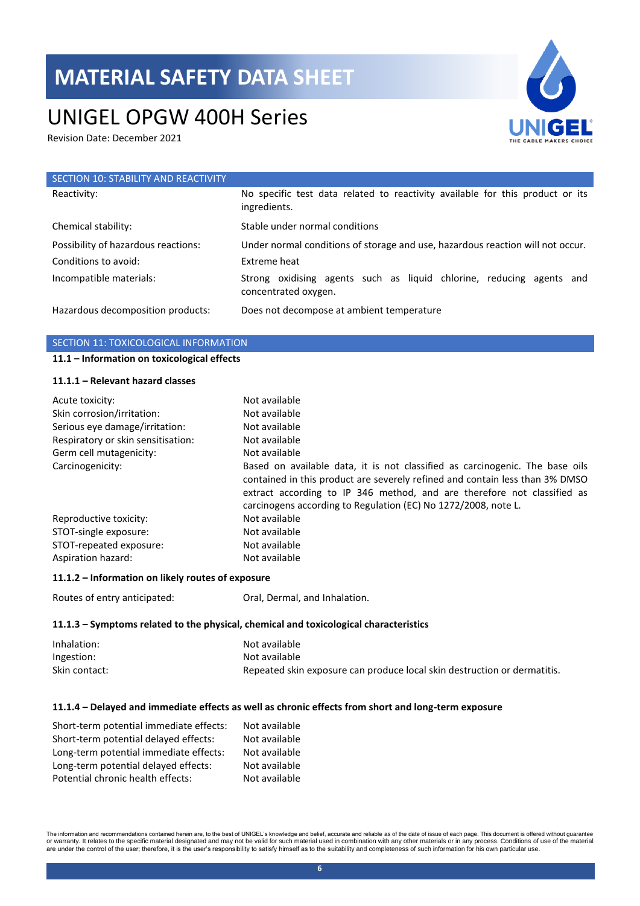# MATERIAL SAFETY DATA SHEET

# UNIGEL OPGW 400H Series

Revision Date: December 2021

## SECTION 10: STABILITY AND REACTIVITY

| | |
|---|---|
| Reactivity: | No specific test data related to reactivity available for this product or its ingredients. |
| Chemical stability: | Stable under normal conditions |
| Possibility of hazardous reactions: | Under normal conditions of storage and use, hazardous reaction will not occur. |
| Conditions to avoid: | Extreme heat |
| Incompatible materials: | Strong oxidising agents such as liquid chlorine, reducing agents and concentrated oxygen. |
| Hazardous decomposition products: | Does not decompose at ambient temperature |

## SECTION 11: TOXICOLOGICAL INFORMATION

### 11.1 – Information on toxicological effects

#### 11.1.1 – Relevant hazard classes

| | |
|---|---|
| Acute toxicity: | Not available |
| Skin corrosion/irritation: | Not available |
| Serious eye damage/irritation: | Not available |
| Respiratory or skin sensitisation: | Not available |
| Germ cell mutagenicity: | Not available |
| Carcinogenicity: | Based on available data, it is not classified as carcinogenic. The base oils contained in this product are severely refined and contain less than 3% DMSO extract according to IP 346 method, and are therefore not classified as carcinogens according to Regulation (EC) No 1272/2008, note L. |
| Reproductive toxicity: | Not available |
| STOT-single exposure: | Not available |
| STOT-repeated exposure: | Not available |
| Aspiration hazard: | Not available |

#### 11.1.2 – Information on likely routes of exposure

| | |
|---|---|
| Routes of entry anticipated: | Oral, Dermal, and Inhalation. |

#### 11.1.3 – Symptoms related to the physical, chemical and toxicological characteristics

| | |
|---|---|
| Inhalation: | Not available |
| Ingestion: | Not available |
| Skin contact: | Repeated skin exposure can produce local skin destruction or dermatitis. |

#### 11.1.4 – Delayed and immediate effects as well as chronic effects from short and long-term exposure

| | |
|---|---|
| Short-term potential immediate effects: | Not available |
| Short-term potential delayed effects: | Not available |
| Long-term potential immediate effects: | Not available |
| Long-term potential delayed effects: | Not available |
| Potential chronic health effects: | Not available |

The information and recommendations contained herein are, to the best of UNIGEL's knowledge and belief, accurate and reliable as of the date of issue of each page. This document is offered without guarantee or warranty. It relates to the specific material designated and may not be valid for such material used in combination with any other materials or in any process. Conditions of use of the material are under the control of the user; therefore, it is the user's responsibility to satisfy himself as to the suitability and completeness of such information for his own particular use.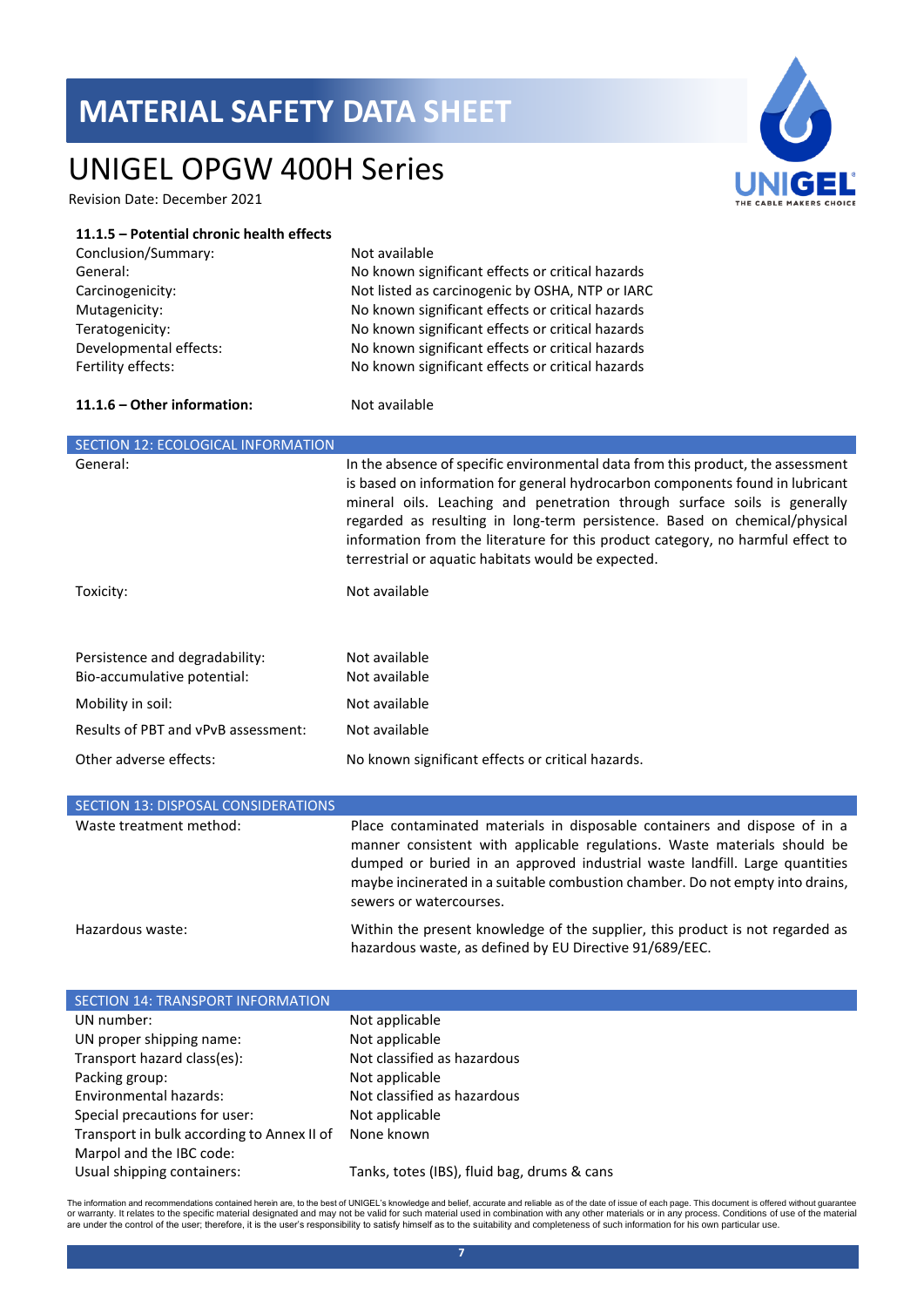#### 11.1.5 – Potential chronic health effects

| | |
|---|---|
| Conclusion/Summary: | Not available |
| General: | No known significant effects or critical hazards |
| Carcinogenicity: | Not listed as carcinogenic by OSHA, NTP or IARC |
| Mutagenicity: | No known significant effects or critical hazards |
| Teratogenicity: | No known significant effects or critical hazards |
| Developmental effects: | No known significant effects or critical hazards |
| Fertility effects: | No known significant effects or critical hazards |

**11.1.6 – Other information:** Not available

## SECTION 12: ECOLOGICAL INFORMATION

| | |
|---|---|
| General: | In the absence of specific environmental data from this product, the assessment is based on information for general hydrocarbon components found in lubricant mineral oils. Leaching and penetration through surface soils is generally regarded as resulting in long-term persistence. Based on chemical/physical information from the literature for this product category, no harmful effect to terrestrial or aquatic habitats would be expected. |
| Toxicity: | Not available |
| Persistence and degradability: | Not available |
| Bio-accumulative potential: | Not available |
| Mobility in soil: | Not available |
| Results of PBT and vPvB assessment: | Not available |
| Other adverse effects: | No known significant effects or critical hazards. |

## SECTION 13: DISPOSAL CONSIDERATIONS

| | |
|---|---|
| Waste treatment method: | Place contaminated materials in disposable containers and dispose of in a manner consistent with applicable regulations. Waste materials should be dumped or buried in an approved industrial waste landfill. Large quantities maybe incinerated in a suitable combustion chamber. Do not empty into drains, sewers or watercourses. |
| Hazardous waste: | Within the present knowledge of the supplier, this product is not regarded as hazardous waste, as defined by EU Directive 91/689/EEC. |

## SECTION 14: TRANSPORT INFORMATION

| | |
|---|---|
| UN number: | Not applicable |
| UN proper shipping name: | Not applicable |
| Transport hazard class(es): | Not classified as hazardous |
| Packing group: | Not applicable |
| Environmental hazards: | Not classified as hazardous |
| Special precautions for user: | Not applicable |
| Transport in bulk according to Annex II of Marpol and the IBC code: | None known |
| Usual shipping containers: | Tanks, totes (IBS), fluid bag, drums & cans |

The information and recommendations contained herein are, to the best of UNIGEL's knowledge and belief, accurate and reliable as of the date of issue of each page. This document is offered without guarantee or warranty. It relates to the specific material designated and may not be valid for such material used in combination with any other materials or in any process. Conditions of use of the material are under the control of the user; therefore, it is the user's responsibility to satisfy himself as to the suitability and completeness of such information for his own particular use.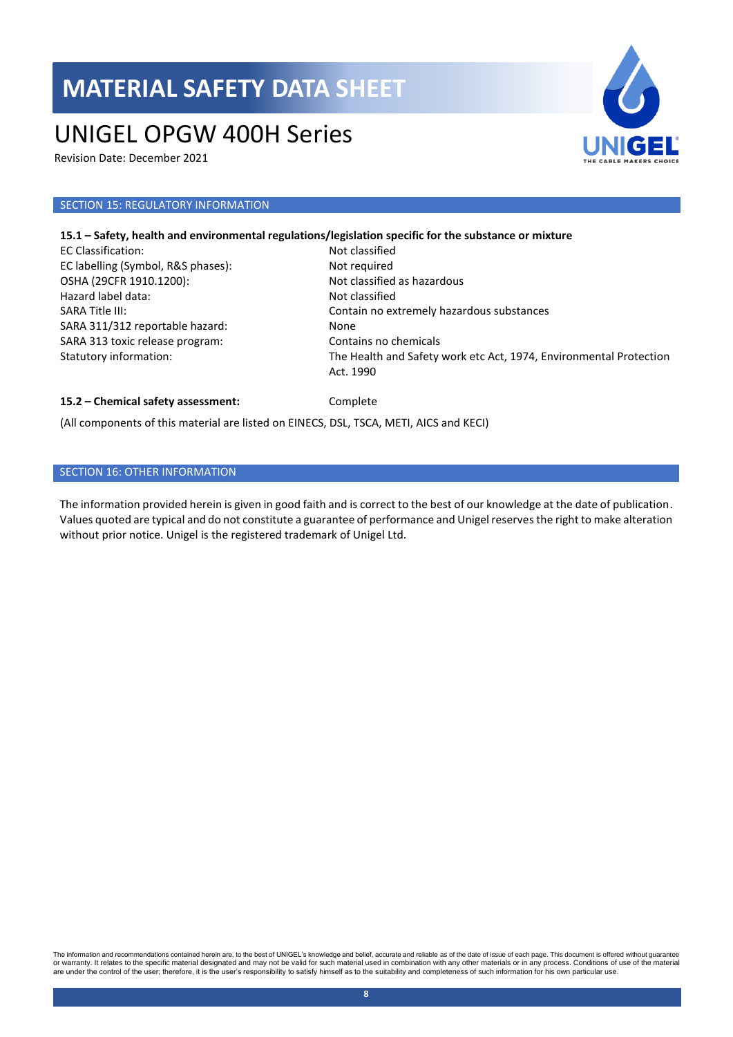## SECTION 15: REGULATORY INFORMATION

**15.1 – Safety, health and environmental regulations/legislation specific for the substance or mixture**

| | |
|---|---|
| EC Classification: | Not classified |
| EC labelling (Symbol, R&S phases): | Not required |
| OSHA (29CFR 1910.1200): | Not classified as hazardous |
| Hazard label data: | Not classified |
| SARA Title III: | Contain no extremely hazardous substances |
| SARA 311/312 reportable hazard: | None |
| SARA 313 toxic release program: | Contains no chemicals |
| Statutory information: | The Health and Safety work etc Act, 1974, Environmental Protection Act. 1990 |

**15.2 – Chemical safety assessment:** Complete

(All components of this material are listed on EINECS, DSL, TSCA, METI, AICS and KECI)

## SECTION 16: OTHER INFORMATION

The information provided herein is given in good faith and is correct to the best of our knowledge at the date of publication. Values quoted are typical and do not constitute a guarantee of performance and Unigel reserves the right to make alteration without prior notice. Unigel is the registered trademark of Unigel Ltd.